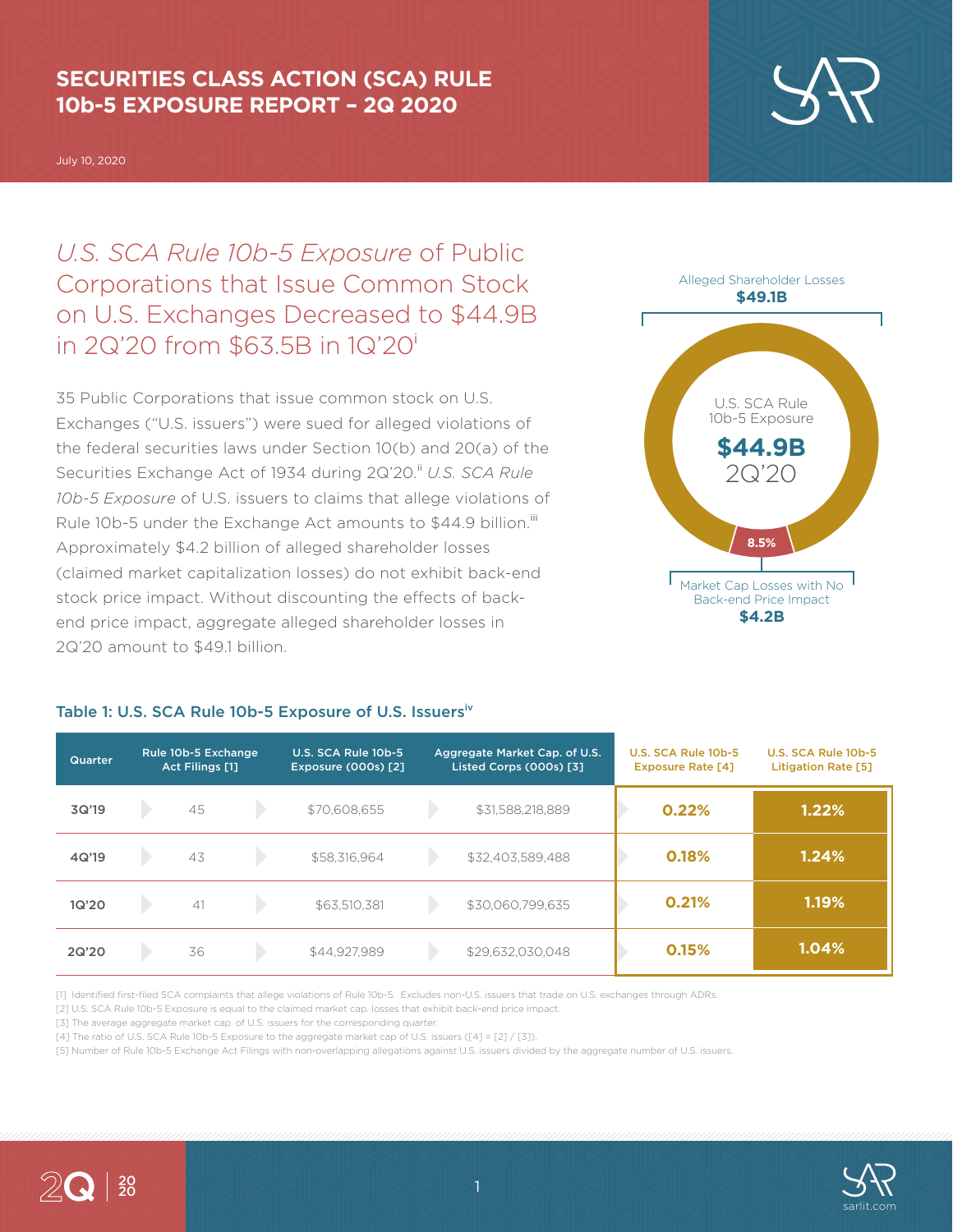# SECURITIES CLASS ACTION (SCA) RULE 10b-5 EXPOSURE REPORT – 2Q 2020

July 10, 2020

## *U.S. SCA Rule 10b-5 Exposure* of Public Corporations that Issue Common Stock on U.S. Exchanges Decreased to $44.9B in 2Q'20 from $63.5B in 1Q'20[i]

35 Public Corporations that issue common stock on U.S. Exchanges ("U.S. issuers") were sued for alleged violations of the federal securities laws under Section 10(b) and 20(a) of the Securities Exchange Act of 1934 during 2Q'20.[ii] *U.S. SCA Rule 10b-5 Exposure* of U.S. issuers to claims that allege violations of Rule 10b-5 under the Exchange Act amounts to $44.9 billion.[iii] Approximately $4.2 billion of alleged shareholder losses (claimed market capitalization losses) do not exhibit back-end stock price impact. Without discounting the effects of back-end price impact, aggregate alleged shareholder losses in 2Q'20 amount to $49.1 billion.

Alleged Shareholder Losses **$49.1B**

U.S. SCA Rule 10b-5 Exposure **$44.9B** 2Q'20

**8.5%**

Market Cap Losses with No Back-end Price Impact **$4.2B**

### Table 1: U.S. SCA Rule 10b-5 Exposure of U.S. Issuers[iv]

| Quarter | Rule 10b-5 Exchange Act Filings [1] | U.S. SCA Rule 10b-5 Exposure (000s) [2] | Aggregate Market Cap. of U.S. Listed Corps (000s) [3] | U.S. SCA Rule 10b-5 Exposure Rate [4] | U.S. SCA Rule 10b-5 Litigation Rate [5] |
|---|---|---|---|---|---|
| 3Q'19 | 45 | $70,608,655 | $31,588,218,889 | 0.22% | 1.22% |
| 4Q'19 | 43 | $58,316,964 | $32,403,589,488 | 0.18% | 1.24% |
| 1Q'20 | 41 | $63,510,381 | $30,060,799,635 | 0.21% | 1.19% |
| 2Q'20 | 36 | $44,927,989 | $29,632,030,048 | 0.15% | 1.04% |

[1] Identified first-filed SCA complaints that allege violations of Rule 10b-5. Excludes non-U.S. issuers that trade on U.S. exchanges through ADRs.
[2] U.S. SCA Rule 10b-5 Exposure is equal to the claimed market cap. losses that exhibit back-end price impact.
[3] The average aggregate market cap. of U.S. issuers for the corresponding quarter.
[4] The ratio of U.S. SCA Rule 10b-5 Exposure to the aggregate market cap of U.S. issuers ([4] = [2] / [3]).
[5] Number of Rule 10b-5 Exchange Act Filings with non-overlapping allegations against U.S. issuers divided by the aggregate number of U.S. issuers.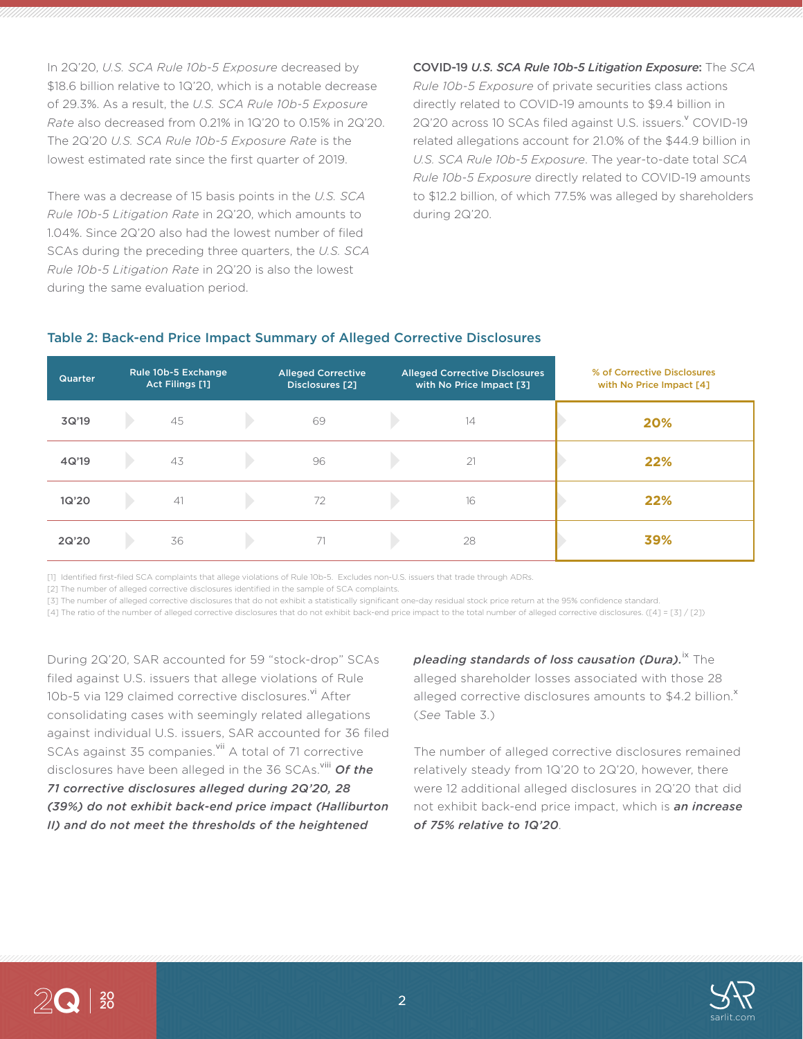In 2Q'20, *U.S. SCA Rule 10b-5 Exposure* decreased by $18.6 billion relative to 1Q'20, which is a notable decrease of 29.3%. As a result, the *U.S. SCA Rule 10b-5 Exposure Rate* also decreased from 0.21% in 1Q'20 to 0.15% in 2Q'20. The 2Q'20 *U.S. SCA Rule 10b-5 Exposure Rate* is the lowest estimated rate since the first quarter of 2019.

There was a decrease of 15 basis points in the *U.S. SCA Rule 10b-5 Litigation Rate* in 2Q'20, which amounts to 1.04%. Since 2Q'20 also had the lowest number of filed SCAs during the preceding three quarters, the *U.S. SCA Rule 10b-5 Litigation Rate* in 2Q'20 is also the lowest during the same evaluation period.

**COVID-19 *U.S. SCA Rule 10b-5 Litigation Exposure*:** The *SCA Rule 10b-5 Exposure* of private securities class actions directly related to COVID-19 amounts to $9.4 billion in 2Q'20 across 10 SCAs filed against U.S. issuers.[v] COVID-19 related allegations account for 21.0% of the $44.9 billion in *U.S. SCA Rule 10b-5 Exposure*. The year-to-date total *SCA Rule 10b-5 Exposure* directly related to COVID-19 amounts to $12.2 billion, of which 77.5% was alleged by shareholders during 2Q'20.

## Table 2: Back-end Price Impact Summary of Alleged Corrective Disclosures

| Quarter | Rule 10b-5 Exchange Act Filings [1] | Alleged Corrective Disclosures [2] | Alleged Corrective Disclosures with No Price Impact [3] | % of Corrective Disclosures with No Price Impact [4] |
|---|---|---|---|---|
| 3Q'19 | 45 | 69 | 14 | 20% |
| 4Q'19 | 43 | 96 | 21 | 22% |
| 1Q'20 | 41 | 72 | 16 | 22% |
| 2Q'20 | 36 | 71 | 28 | 39% |

[1] Identified first-filed SCA complaints that allege violations of Rule 10b-5. Excludes non-U.S. issuers that trade through ADRs.
[2] The number of alleged corrective disclosures identified in the sample of SCA complaints.
[3] The number of alleged corrective disclosures that do not exhibit a statistically significant one-day residual stock price return at the 95% confidence standard.
[4] The ratio of the number of alleged corrective disclosures that do not exhibit back-end price impact to the total number of alleged corrective disclosures. ([4] = [3] / [2])

During 2Q'20, SAR accounted for 59 "stock-drop" SCAs filed against U.S. issuers that allege violations of Rule 10b-5 via 129 claimed corrective disclosures.[vi] After consolidating cases with seemingly related allegations against individual U.S. issuers, SAR accounted for 36 filed SCAs against 35 companies.[vii] A total of 71 corrective disclosures have been alleged in the 36 SCAs.[viii] ***Of the 71 corrective disclosures alleged during 2Q'20, 28 (39%) do not exhibit back-end price impact (Halliburton II) and do not meet the thresholds of the heightened pleading standards of loss causation (Dura).***[ix] The alleged shareholder losses associated with those 28 alleged corrective disclosures amounts to $4.2 billion.[x] (*See* Table 3.)

The number of alleged corrective disclosures remained relatively steady from 1Q'20 to 2Q'20, however, there were 12 additional alleged disclosures in 2Q'20 that did not exhibit back-end price impact, which is ***an increase of 75% relative to 1Q'20***.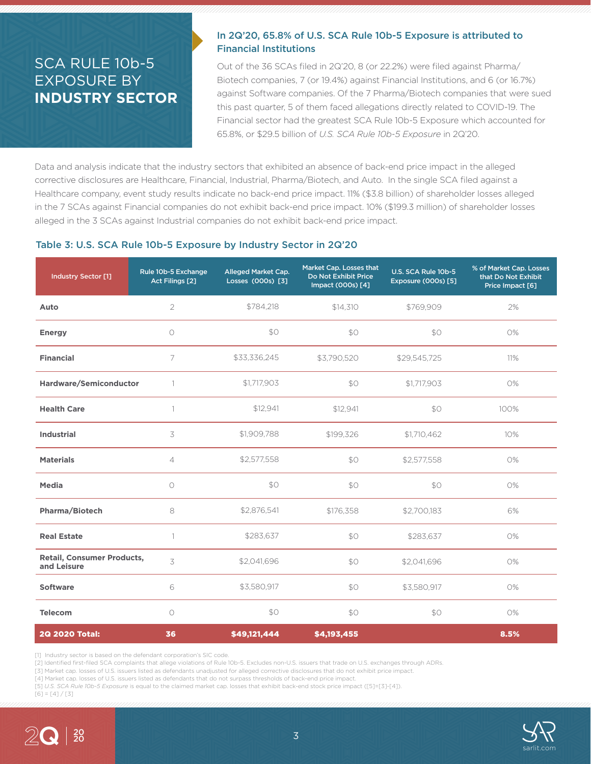# SCA RULE 10b-5 EXPOSURE BY **INDUSTRY SECTOR**

## In 2Q'20, 65.8% of U.S. SCA Rule 10b-5 Exposure is attributed to Financial Institutions

Out of the 36 SCAs filed in 2Q'20, 8 (or 22.2%) were filed against Pharma/Biotech companies, 7 (or 19.4%) against Financial Institutions, and 6 (or 16.7%) against Software companies. Of the 7 Pharma/Biotech companies that were sued this past quarter, 5 of them faced allegations directly related to COVID-19. The Financial sector had the greatest SCA Rule 10b-5 Exposure which accounted for 65.8%, or $29.5 billion of *U.S. SCA Rule 10b-5 Exposure* in 2Q'20.

Data and analysis indicate that the industry sectors that exhibited an absence of back-end price impact in the alleged corrective disclosures are Healthcare, Financial, Industrial, Pharma/Biotech, and Auto. In the single SCA filed against a Healthcare company, event study results indicate no back-end price impact. 11% ($3.8 billion) of shareholder losses alleged in the 7 SCAs against Financial companies do not exhibit back-end price impact. 10% ($199.3 million) of shareholder losses alleged in the 3 SCAs against Industrial companies do not exhibit back-end price impact.

### Table 3: U.S. SCA Rule 10b-5 Exposure by Industry Sector in 2Q'20

| Industry Sector [1] | Rule 10b-5 Exchange Act Filings [2] | Alleged Market Cap. Losses (000s) [3] | Market Cap. Losses that Do Not Exhibit Price Impact (000s) [4] | U.S. SCA Rule 10b-5 Exposure (000s) [5] | % of Market Cap. Losses that Do Not Exhibit Price Impact [6] |
|---|---|---|---|---|---|
| **Auto** | 2 | $784,218 | $14,310 | $769,909 | 2% |
| **Energy** | 0 | $0 | $0 | $0 | 0% |
| **Financial** | 7 | $33,336,245 | $3,790,520 | $29,545,725 | 11% |
| **Hardware/Semiconductor** | 1 | $1,717,903 | $0 | $1,717,903 | 0% |
| **Health Care** | 1 | $12,941 | $12,941 | $0 | 100% |
| **Industrial** | 3 | $1,909,788 | $199,326 | $1,710,462 | 10% |
| **Materials** | 4 | $2,577,558 | $0 | $2,577,558 | 0% |
| **Media** | 0 | $0 | $0 | $0 | 0% |
| **Pharma/Biotech** | 8 | $2,876,541 | $176,358 | $2,700,183 | 6% |
| **Real Estate** | 1 | $283,637 | $0 | $283,637 | 0% |
| **Retail, Consumer Products, and Leisure** | 3 | $2,041,696 | $0 | $2,041,696 | 0% |
| **Software** | 6 | $3,580,917 | $0 | $3,580,917 | 0% |
| **Telecom** | 0 | $0 | $0 | $0 | 0% |
| **2Q 2020 Total:** | **36** | **$49,121,444** | **$4,193,455** | | **8.5%** |

[1] Industry sector is based on the defendant corporation's SIC code.
[2] Identified first-filed SCA complaints that allege violations of Rule 10b-5. Excludes non-U.S. issuers that trade on U.S. exchanges through ADRs.
[3] Market cap. losses of U.S. issuers listed as defendants unadjusted for alleged corrective disclosures that do not exhibit price impact.
[4] Market cap. losses of U.S. issuers listed as defendants that do not surpass thresholds of back-end price impact.
[5] *U.S. SCA Rule 10b-5 Exposure* is equal to the claimed market cap. losses that exhibit back-end stock price impact ([5]=[3]-[4]).
[6] = [4] / [3]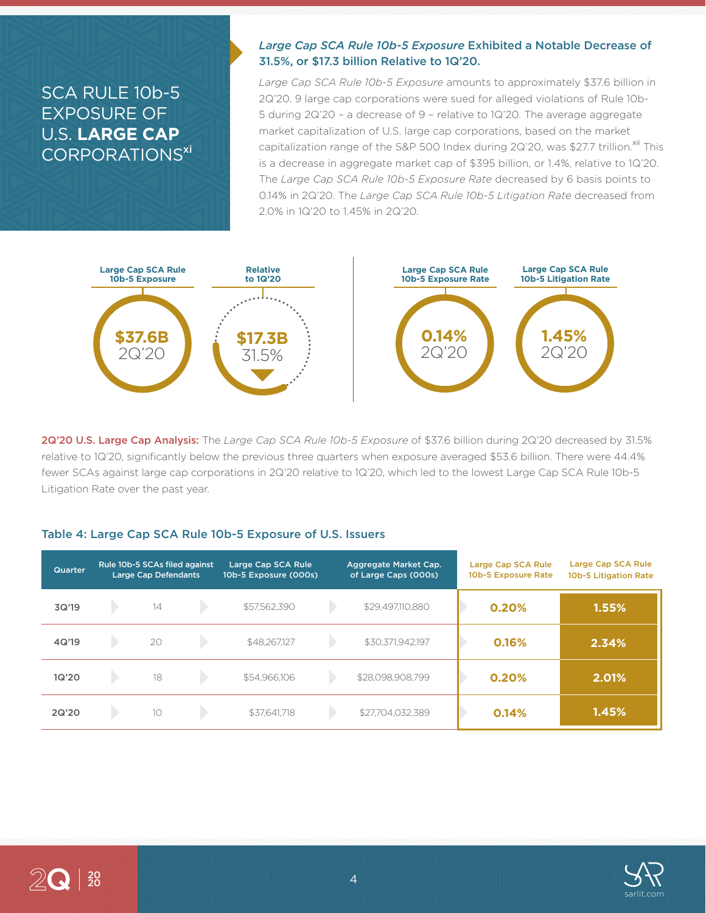# SCA RULE 10b-5 EXPOSURE OF U.S. **LARGE CAP** CORPORATIONS[xi]

### *Large Cap SCA Rule 10b-5 Exposure* Exhibited a Notable Decrease of 31.5%, or $17.3 billion Relative to 1Q'20.

*Large Cap SCA Rule 10b-5 Exposure* amounts to approximately $37.6 billion in 2Q'20. 9 large cap corporations were sued for alleged violations of Rule 10b-5 during 2Q'20 – a decrease of 9 – relative to 1Q'20. The average aggregate market capitalization of U.S. large cap corporations, based on the market capitalization range of the S&P 500 Index during 2Q'20, was $27.7 trillion.[xii] This is a decrease in aggregate market cap of $395 billion, or 1.4%, relative to 1Q'20. The *Large Cap SCA Rule 10b-5 Exposure Rate* decreased by 6 basis points to 0.14% in 2Q'20. The *Large Cap SCA Rule 10b-5 Litigation Rate* decreased from 2.0% in 1Q'20 to 1.45% in 2Q'20.

| Large Cap SCA Rule 10b-5 Exposure | Relative to 1Q'20 | Large Cap SCA Rule 10b-5 Exposure Rate | Large Cap SCA Rule 10b-5 Litigation Rate |
|---|---|---|---|
| $37.6B 2Q'20 | $17.3B 31.5% | 0.14% 2Q'20 | 1.45% 2Q'20 |

**2Q'20 U.S. Large Cap Analysis:** The *Large Cap SCA Rule 10b-5 Exposure* of $37.6 billion during 2Q'20 decreased by 31.5% relative to 1Q'20, significantly below the previous three quarters when exposure averaged $53.6 billion. There were 44.4% fewer SCAs against large cap corporations in 2Q'20 relative to 1Q'20, which led to the lowest Large Cap SCA Rule 10b-5 Litigation Rate over the past year.

### Table 4: Large Cap SCA Rule 10b-5 Exposure of U.S. Issuers

| Quarter | Rule 10b-5 SCAs filed against Large Cap Defendants | Large Cap SCA Rule 10b-5 Exposure (000s) | Aggregate Market Cap. of Large Caps (000s) | Large Cap SCA Rule 10b-5 Exposure Rate | Large Cap SCA Rule 10b-5 Litigation Rate |
|---|---|---|---|---|---|
| 3Q'19 | 14 | $57,562,390 | $29,497,110,880 | 0.20% | 1.55% |
| 4Q'19 | 20 | $48,267,127 | $30,371,942,197 | 0.16% | 2.34% |
| 1Q'20 | 18 | $54,966,106 | $28,098,908,799 | 0.20% | 2.01% |
| 2Q'20 | 10 | $37,641,718 | $27,704,032,389 | 0.14% | 1.45% |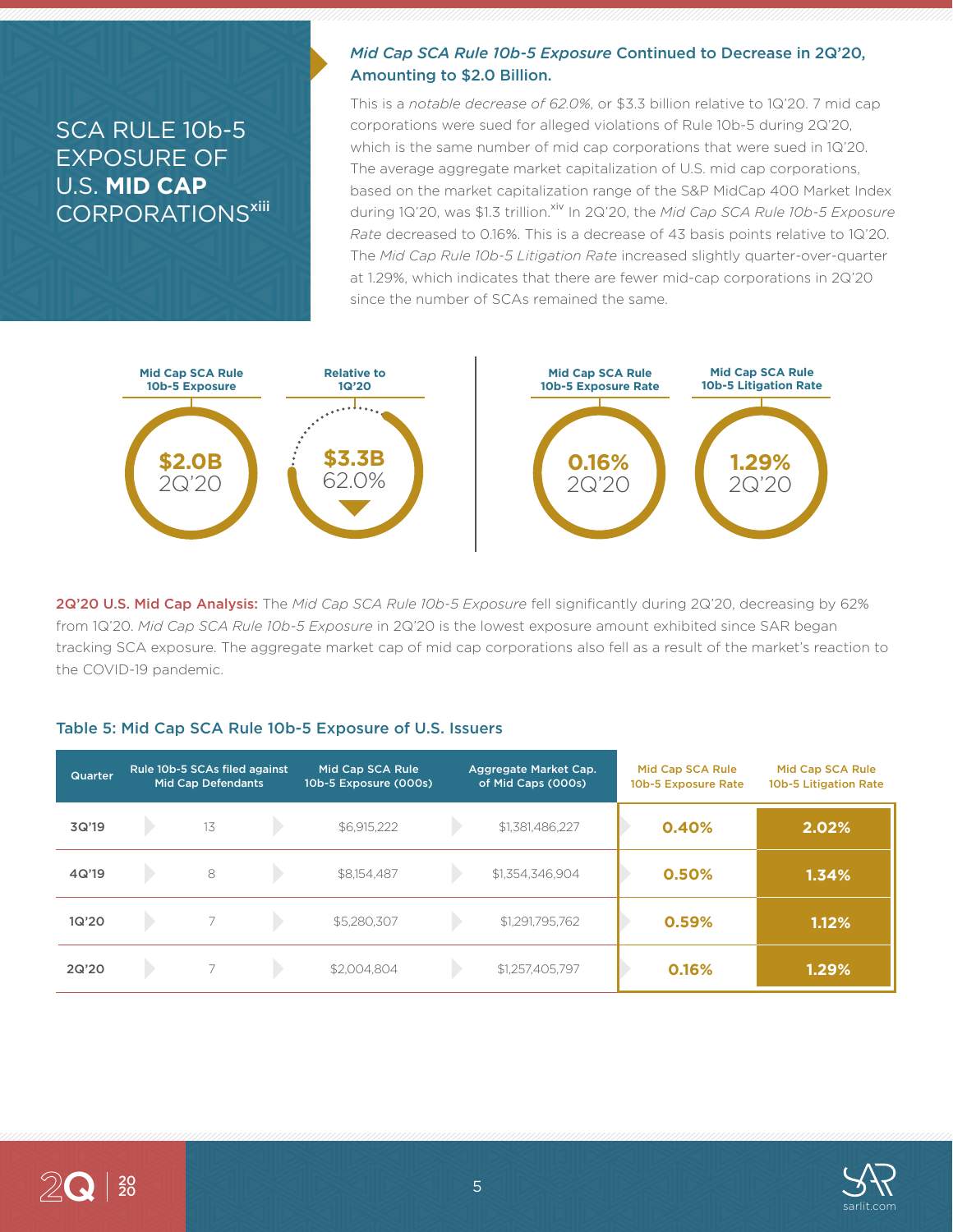## SCA RULE 10b-5 EXPOSURE OF U.S. **MID CAP** CORPORATIONS[xiii]

### *Mid Cap SCA Rule 10b-5 Exposure* Continued to Decrease in 2Q'20, Amounting to $2.0 Billion.

This is a *notable decrease of 62.0%,* or $3.3 billion relative to 1Q'20. 7 mid cap corporations were sued for alleged violations of Rule 10b-5 during 2Q'20, which is the same number of mid cap corporations that were sued in 1Q'20. The average aggregate market capitalization of U.S. mid cap corporations, based on the market capitalization range of the S&P MidCap 400 Market Index during 1Q'20, was $1.3 trillion.[xiv] In 2Q'20, the *Mid Cap SCA Rule 10b-5 Exposure Rate* decreased to 0.16%. This is a decrease of 43 basis points relative to 1Q'20. The *Mid Cap Rule 10b-5 Litigation Rate* increased slightly quarter-over-quarter at 1.29%, which indicates that there are fewer mid-cap corporations in 2Q'20 since the number of SCAs remained the same.

| Mid Cap SCA Rule 10b-5 Exposure | Relative to 1Q'20 | Mid Cap SCA Rule 10b-5 Exposure Rate | Mid Cap SCA Rule 10b-5 Litigation Rate |
|---|---|---|---|
| $2.0B 2Q'20 | $3.3B 62.0% | 0.16% 2Q'20 | 1.29% 2Q'20 |

**2Q'20 U.S. Mid Cap Analysis:** The *Mid Cap SCA Rule 10b-5 Exposure* fell significantly during 2Q'20, decreasing by 62% from 1Q'20. *Mid Cap SCA Rule 10b-5 Exposure* in 2Q'20 is the lowest exposure amount exhibited since SAR began tracking SCA exposure. The aggregate market cap of mid cap corporations also fell as a result of the market's reaction to the COVID-19 pandemic.

### Table 5: Mid Cap SCA Rule 10b-5 Exposure of U.S. Issuers

| Quarter | Rule 10b-5 SCAs filed against Mid Cap Defendants | Mid Cap SCA Rule 10b-5 Exposure (000s) | Aggregate Market Cap. of Mid Caps (000s) | Mid Cap SCA Rule 10b-5 Exposure Rate | Mid Cap SCA Rule 10b-5 Litigation Rate |
|---|---|---|---|---|---|
| 3Q'19 | 13 | $6,915,222 | $1,381,486,227 | 0.40% | 2.02% |
| 4Q'19 | 8 | $8,154,487 | $1,354,346,904 | 0.50% | 1.34% |
| 1Q'20 | 7 | $5,280,307 | $1,291,795,762 | 0.59% | 1.12% |
| 2Q'20 | 7 | $2,004,804 | $1,257,405,797 | 0.16% | 1.29% |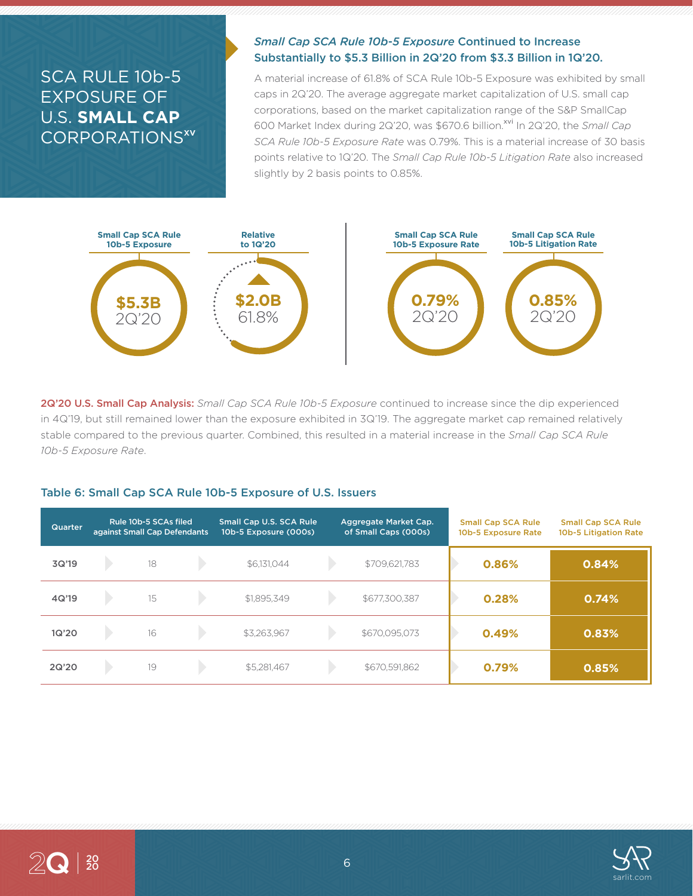# SCA RULE 10b-5 EXPOSURE OF U.S. **SMALL CAP** CORPORATIONS[xv]

***Small Cap SCA Rule 10b-5 Exposure* Continued to Increase Substantially to $5.3 Billion in 2Q'20 from $3.3 Billion in 1Q'20.**

A material increase of 61.8% of SCA Rule 10b-5 Exposure was exhibited by small caps in 2Q'20. The average aggregate market capitalization of U.S. small cap corporations, based on the market capitalization range of the S&P SmallCap 600 Market Index during 2Q'20, was $670.6 billion.[xvi] In 2Q'20, the *Small Cap SCA Rule 10b-5 Exposure Rate* was 0.79%. This is a material increase of 30 basis points relative to 1Q'20. The *Small Cap Rule 10b-5 Litigation Rate* also increased slightly by 2 basis points to 0.85%.

| Small Cap SCA Rule 10b-5 Exposure | Relative to 1Q'20 | Small Cap SCA Rule 10b-5 Exposure Rate | Small Cap SCA Rule 10b-5 Litigation Rate |
|---|---|---|---|
| $5.3B 2Q'20 | ▲ $2.0B 61.8% | 0.79% 2Q'20 | 0.85% 2Q'20 |

**2Q'20 U.S. Small Cap Analysis:** *Small Cap SCA Rule 10b-5 Exposure* continued to increase since the dip experienced in 4Q'19, but still remained lower than the exposure exhibited in 3Q'19. The aggregate market cap remained relatively stable compared to the previous quarter. Combined, this resulted in a material increase in the *Small Cap SCA Rule 10b-5 Exposure Rate*.

## Table 6: Small Cap SCA Rule 10b-5 Exposure of U.S. Issuers

| Quarter | Rule 10b-5 SCAs filed against Small Cap Defendants | Small Cap U.S. SCA Rule 10b-5 Exposure (000s) | Aggregate Market Cap. of Small Caps (000s) | Small Cap SCA Rule 10b-5 Exposure Rate | Small Cap SCA Rule 10b-5 Litigation Rate |
|---|---|---|---|---|---|
| 3Q'19 | 18 | $6,131,044 | $709,621,783 | 0.86% | 0.84% |
| 4Q'19 | 15 | $1,895,349 | $677,300,387 | 0.28% | 0.74% |
| 1Q'20 | 16 | $3,263,967 | $670,095,073 | 0.49% | 0.83% |
| 2Q'20 | 19 | $5,281,467 | $670,591,862 | 0.79% | 0.85% |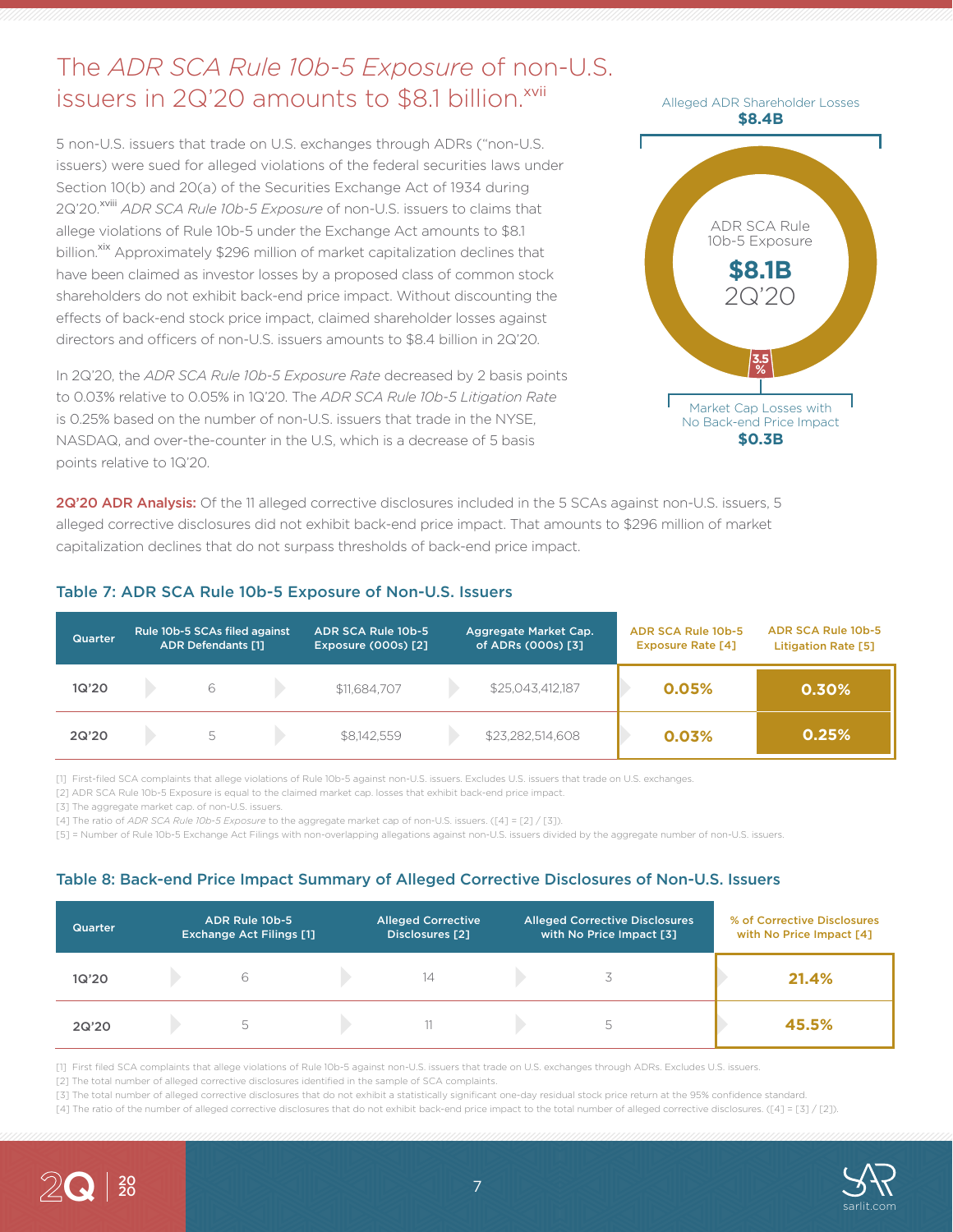## The *ADR SCA Rule 10b-5 Exposure* of non-U.S. issuers in 2Q'20 amounts to $8.1 billion.[xvii]

5 non-U.S. issuers that trade on U.S. exchanges through ADRs ("non-U.S. issuers) were sued for alleged violations of the federal securities laws under Section 10(b) and 20(a) of the Securities Exchange Act of 1934 during 2Q'20.[xviii] *ADR SCA Rule 10b-5 Exposure* of non-U.S. issuers to claims that allege violations of Rule 10b-5 under the Exchange Act amounts to $8.1 billion.[xix] Approximately $296 million of market capitalization declines that have been claimed as investor losses by a proposed class of common stock shareholders do not exhibit back-end price impact. Without discounting the effects of back-end stock price impact, claimed shareholder losses against directors and officers of non-U.S. issuers amounts to $8.4 billion in 2Q'20.

In 2Q'20, the *ADR SCA Rule 10b-5 Exposure Rate* decreased by 2 basis points to 0.03% relative to 0.05% in 1Q'20. The *ADR SCA Rule 10b-5 Litigation Rate* is 0.25% based on the number of non-U.S. issuers that trade in the NYSE, NASDAQ, and over-the-counter in the U.S, which is a decrease of 5 basis points relative to 1Q'20.

Alleged ADR Shareholder Losses **$8.4B**

ADR SCA Rule 10b-5 Exposure **$8.1B** 2Q'20

3.5%

Market Cap Losses with No Back-end Price Impact **$0.3B**

**2Q'20 ADR Analysis:** Of the 11 alleged corrective disclosures included in the 5 SCAs against non-U.S. issuers, 5 alleged corrective disclosures did not exhibit back-end price impact. That amounts to $296 million of market capitalization declines that do not surpass thresholds of back-end price impact.

### Table 7: ADR SCA Rule 10b-5 Exposure of Non-U.S. Issuers

| Quarter | Rule 10b-5 SCAs filed against ADR Defendants [1] | ADR SCA Rule 10b-5 Exposure (000s) [2] | Aggregate Market Cap. of ADRs (000s) [3] | ADR SCA Rule 10b-5 Exposure Rate [4] | ADR SCA Rule 10b-5 Litigation Rate [5] |
|---|---|---|---|---|---|
| 1Q'20 | 6 | $11,684,707 | $25,043,412,187 | 0.05% | 0.30% |
| 2Q'20 | 5 | $8,142,559 | $23,282,514,608 | 0.03% | 0.25% |

[1] First-filed SCA complaints that allege violations of Rule 10b-5 against non-U.S. issuers. Excludes U.S. issuers that trade on U.S. exchanges.
[2] ADR SCA Rule 10b-5 Exposure is equal to the claimed market cap. losses that exhibit back-end price impact.
[3] The aggregate market cap. of non-U.S. issuers.
[4] The ratio of *ADR SCA Rule 10b-5 Exposure* to the aggregate market cap of non-U.S. issuers. ([4] = [2] / [3]).
[5] = Number of Rule 10b-5 Exchange Act Filings with non-overlapping allegations against non-U.S. issuers divided by the aggregate number of non-U.S. issuers.

### Table 8: Back-end Price Impact Summary of Alleged Corrective Disclosures of Non-U.S. Issuers

| Quarter | ADR Rule 10b-5 Exchange Act Filings [1] | Alleged Corrective Disclosures [2] | Alleged Corrective Disclosures with No Price Impact [3] | % of Corrective Disclosures with No Price Impact [4] |
|---|---|---|---|---|
| 1Q'20 | 6 | 14 | 3 | 21.4% |
| 2Q'20 | 5 | 11 | 5 | 45.5% |

[1] First filed SCA complaints that allege violations of Rule 10b-5 against non-U.S. issuers that trade on U.S. exchanges through ADRs. Excludes U.S. issuers.
[2] The total number of alleged corrective disclosures identified in the sample of SCA complaints.
[3] The total number of alleged corrective disclosures that do not exhibit a statistically significant one-day residual stock price return at the 95% confidence standard.
[4] The ratio of the number of alleged corrective disclosures that do not exhibit back-end price impact to the total number of alleged corrective disclosures. ([4] = [3] / [2]).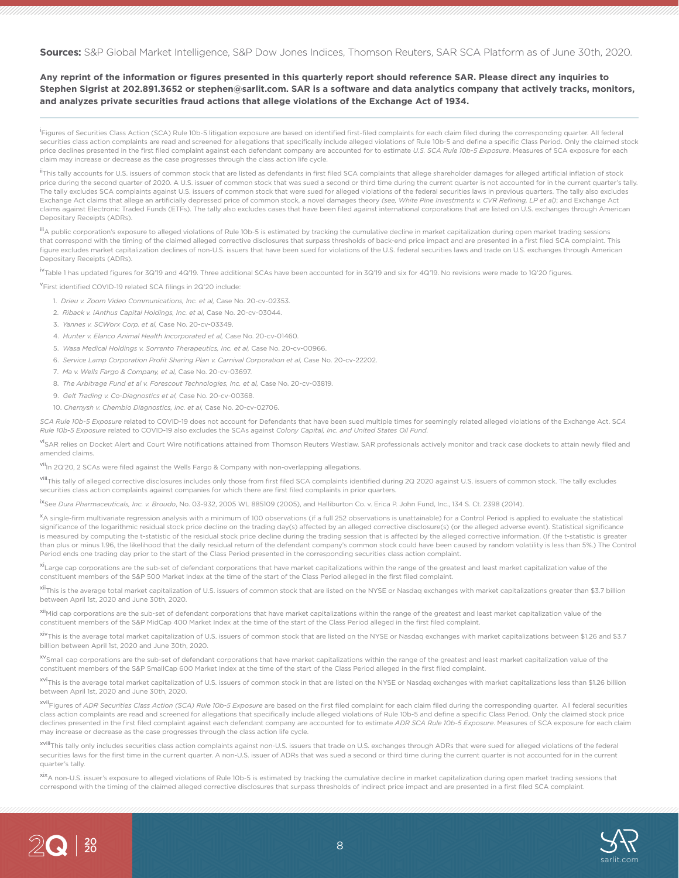**Sources:** S&P Global Market Intelligence, S&P Dow Jones Indices, Thomson Reuters, SAR SCA Platform as of June 30th, 2020.

**Any reprint of the information or figures presented in this quarterly report should reference SAR. Please direct any inquiries to Stephen Sigrist at 202.891.3652 or stephen@sarlit.com. SAR is a software and data analytics company that actively tracks, monitors, and analyzes private securities fraud actions that allege violations of the Exchange Act of 1934.**

---

[i] Figures of Securities Class Action (SCA) Rule 10b-5 litigation exposure are based on identified first-filed complaints for each claim filed during the corresponding quarter. All federal securities class action complaints are read and screened for allegations that specifically include alleged violations of Rule 10b-5 and define a specific Class Period. Only the claimed stock price declines presented in the first filed complaint against each defendant company are accounted for to estimate *U.S. SCA Rule 10b-5 Exposure*. Measures of SCA exposure for each claim may increase or decrease as the case progresses through the class action life cycle.

[ii] This tally accounts for U.S. issuers of common stock that are listed as defendants in first filed SCA complaints that allege shareholder damages for alleged artificial inflation of stock price during the second quarter of 2020. A U.S. issuer of common stock that was sued a second or third time during the current quarter is not accounted for in the current quarter's tally. The tally excludes SCA complaints against U.S. issuers of common stock that were sued for alleged violations of the federal securities laws in previous quarters. The tally also excludes Exchange Act claims that allege an artificially depressed price of common stock, a novel damages theory *(see, White Pine Investments v. CVR Refining, LP et al)*; and Exchange Act claims against Electronic Traded Funds (ETFs). The tally also excludes cases that have been filed against international corporations that are listed on U.S. exchanges through American Depositary Receipts (ADRs).

[iii] A public corporation's exposure to alleged violations of Rule 10b-5 is estimated by tracking the cumulative decline in market capitalization during open market trading sessions that correspond with the timing of the claimed alleged corrective disclosures that surpass thresholds of back-end price impact and are presented in a first filed SCA complaint. This figure excludes market capitalization declines of non-U.S. issuers that have been sued for violations of the U.S. federal securities laws and trade on U.S. exchanges through American Depositary Receipts (ADRs).

[iv] Table 1 has updated figures for 3Q'19 and 4Q'19. Three additional SCAs have been accounted for in 3Q'19 and six for 4Q'19. No revisions were made to 1Q'20 figures.

[v] First identified COVID-19 related SCA filings in 2Q'20 include:

1. *Drieu v. Zoom Video Communications, Inc. et al*, Case No. 20-cv-02353.
2. *Riback v. iAnthus Capital Holdings, Inc. et al*, Case No. 20-cv-03044.
3. *Yannes v. SCWorx Corp. et al*, Case No. 20-cv-03349.
4. *Hunter v. Elanco Animal Health Incorporated et al*, Case No. 20-cv-01460.
5. *Wasa Medical Holdings v. Sorrento Therapeutics, Inc. et al*, Case No. 20-cv-00966.
6. *Service Lamp Corporation Profit Sharing Plan v. Carnival Corporation et al*, Case No. 20-cv-22202.
7. *Ma v. Wells Fargo & Company, et al*, Case No. 20-cv-03697.
8. *The Arbitrage Fund et al v. Forescout Technologies, Inc. et al*, Case No. 20-cv-03819.
9. *Gelt Trading v. Co-Diagnostics et al*, Case No. 20-cv-00368.
10. *Chernysh v. Chembio Diagnostics, Inc. et al*, Case No. 20-cv-02706.

*SCA Rule 10b-5 Exposure* related to COVID-19 does not account for Defendants that have been sued multiple times for seemingly related alleged violations of the Exchange Act. *SCA Rule 10b-5 Exposure* related to COVID-19 also excludes the SCAs against *Colony Capital, Inc. and United States Oil Fund*.

[vi] SAR relies on Docket Alert and Court Wire notifications attained from Thomson Reuters Westlaw. SAR professionals actively monitor and track case dockets to attain newly filed and amended claims.

[vii] In 2Q'20, 2 SCAs were filed against the Wells Fargo & Company with non-overlapping allegations.

[viii] This tally of alleged corrective disclosures includes only those from first filed SCA complaints identified during 2Q 2020 against U.S. issuers of common stock. The tally excludes securities class action complaints against companies for which there are first filed complaints in prior quarters.

[ix] See *Dura Pharmaceuticals, Inc. v. Broudo*, No. 03-932, 2005 WL 885109 (2005), and Halliburton Co. v. Erica P. John Fund, Inc., 134 S. Ct. 2398 (2014).

[x] A single-firm multivariate regression analysis with a minimum of 100 observations (if a full 252 observations is unattainable) for a Control Period is applied to evaluate the statistical significance of the logarithmic residual stock price decline on the trading day(s) affected by an alleged corrective disclosure(s) (or the alleged adverse event). Statistical significance is measured by computing the t-statistic of the residual stock price decline during the trading session that is affected by the alleged corrective information. (If the t-statistic is greater than plus or minus 1.96, the likelihood that the daily residual return of the defendant company's common stock could have been caused by random volatility is less than 5%.) The Control Period ends one trading day prior to the start of the Class Period presented in the corresponding securities class action complaint.

[xi] Large cap corporations are the sub-set of defendant corporations that have market capitalizations within the range of the greatest and least market capitalization value of the constituent members of the S&P 500 Market Index at the time of the start of the Class Period alleged in the first filed complaint.

[xii] This is the average total market capitalization of U.S. issuers of common stock that are listed on the NYSE or Nasdaq exchanges with market capitalizations greater than $3.7 billion between April 1st, 2020 and June 30th, 2020.

[xii] Mid cap corporations are the sub-set of defendant corporations that have market capitalizations within the range of the greatest and least market capitalization value of the constituent members of the S&P MidCap 400 Market Index at the time of the start of the Class Period alleged in the first filed complaint.

[xiv] This is the average total market capitalization of U.S. issuers of common stock that are listed on the NYSE or Nasdaq exchanges with market capitalizations between $1.26 and $3.7 billion between April 1st, 2020 and June 30th, 2020.

[xv] Small cap corporations are the sub-set of defendant corporations that have market capitalizations within the range of the greatest and least market capitalization value of the constituent members of the S&P SmallCap 600 Market Index at the time of the start of the Class Period alleged in the first filed complaint.

[xvi] This is the average total market capitalization of U.S. issuers of common stock in that are listed on the NYSE or Nasdaq exchanges with market capitalizations less than $1.26 billion between April 1st, 2020 and June 30th, 2020.

[xvii] Figures of *ADR Securities Class Action (SCA) Rule 10b-5 Exposure* are based on the first filed complaint for each claim filed during the corresponding quarter. All federal securities class action complaints are read and screened for allegations that specifically include alleged violations of Rule 10b-5 and define a specific Class Period. Only the claimed stock price declines presented in the first filed complaint against each defendant company are accounted for to estimate *ADR SCA Rule 10b-5 Exposure*. Measures of SCA exposure for each claim may increase or decrease as the case progresses through the class action life cycle.

[xviii] This tally only includes securities class action complaints against non-U.S. issuers that trade on U.S. exchanges through ADRs that were sued for alleged violations of the federal securities laws for the first time in the current quarter. A non-U.S. issuer of ADRs that was sued a second or third time during the current quarter is not accounted for in the current quarter's tally.

[xix] A non-U.S. issuer's exposure to alleged violations of Rule 10b-5 is estimated by tracking the cumulative decline in market capitalization during open market trading sessions that correspond with the timing of the claimed alleged corrective disclosures that surpass thresholds of indirect price impact and are presented in a first filed SCA complaint.